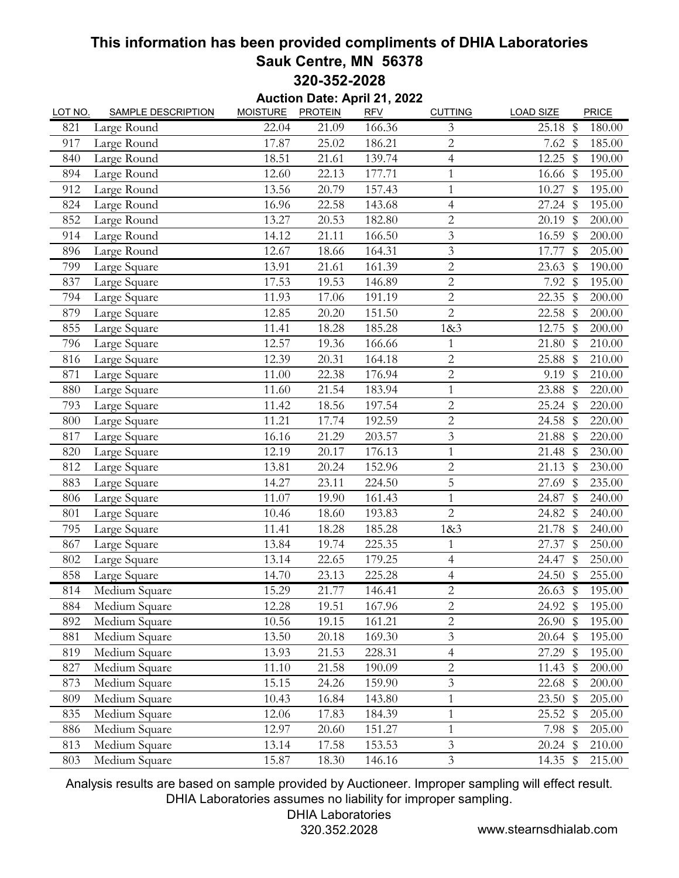# This information has been provided compliments of DHIA Laboratories

## Sauk Centre, MN 56378

## 320-352-2028

**Auction Date: April 21, 2022**

| LOT NO. | SAMPLE DESCRIPTION | MOISTURE | PROTEIN | RFV | CUTTING | LOAD SIZE | PRICE |
|---|---|---|---|---|---|---|---|
| 821 | Large Round | 22.04 | 21.09 | 166.36 | 3 | 25.18 | $ 180.00 |
| 917 | Large Round | 17.87 | 25.02 | 186.21 | 2 | 7.62 | $ 185.00 |
| 840 | Large Round | 18.51 | 21.61 | 139.74 | 4 | 12.25 | $ 190.00 |
| 894 | Large Round | 12.60 | 22.13 | 177.71 | 1 | 16.66 | $ 195.00 |
| 912 | Large Round | 13.56 | 20.79 | 157.43 | 1 | 10.27 | $ 195.00 |
| 824 | Large Round | 16.96 | 22.58 | 143.68 | 4 | 27.24 | $ 195.00 |
| 852 | Large Round | 13.27 | 20.53 | 182.80 | 2 | 20.19 | $ 200.00 |
| 914 | Large Round | 14.12 | 21.11 | 166.50 | 3 | 16.59 | $ 200.00 |
| 896 | Large Round | 12.67 | 18.66 | 164.31 | 3 | 17.77 | $ 205.00 |
| 799 | Large Square | 13.91 | 21.61 | 161.39 | 2 | 23.63 | $ 190.00 |
| 837 | Large Square | 17.53 | 19.53 | 146.89 | 2 | 7.92 | $ 195.00 |
| 794 | Large Square | 11.93 | 17.06 | 191.19 | 2 | 22.35 | $ 200.00 |
| 879 | Large Square | 12.85 | 20.20 | 151.50 | 2 | 22.58 | $ 200.00 |
| 855 | Large Square | 11.41 | 18.28 | 185.28 | 1&3 | 12.75 | $ 200.00 |
| 796 | Large Square | 12.57 | 19.36 | 166.66 | 1 | 21.80 | $ 210.00 |
| 816 | Large Square | 12.39 | 20.31 | 164.18 | 2 | 25.88 | $ 210.00 |
| 871 | Large Square | 11.00 | 22.38 | 176.94 | 2 | 9.19 | $ 210.00 |
| 880 | Large Square | 11.60 | 21.54 | 183.94 | 1 | 23.88 | $ 220.00 |
| 793 | Large Square | 11.42 | 18.56 | 197.54 | 2 | 25.24 | $ 220.00 |
| 800 | Large Square | 11.21 | 17.74 | 192.59 | 2 | 24.58 | $ 220.00 |
| 817 | Large Square | 16.16 | 21.29 | 203.57 | 3 | 21.88 | $ 220.00 |
| 820 | Large Square | 12.19 | 20.17 | 176.13 | 1 | 21.48 | $ 230.00 |
| 812 | Large Square | 13.81 | 20.24 | 152.96 | 2 | 21.13 | $ 230.00 |
| 883 | Large Square | 14.27 | 23.11 | 224.50 | 5 | 27.69 | $ 235.00 |
| 806 | Large Square | 11.07 | 19.90 | 161.43 | 1 | 24.87 | $ 240.00 |
| 801 | Large Square | 10.46 | 18.60 | 193.83 | 2 | 24.82 | $ 240.00 |
| 795 | Large Square | 11.41 | 18.28 | 185.28 | 1&3 | 21.78 | $ 240.00 |
| 867 | Large Square | 13.84 | 19.74 | 225.35 | 1 | 27.37 | $ 250.00 |
| 802 | Large Square | 13.14 | 22.65 | 179.25 | 4 | 24.47 | $ 250.00 |
| 858 | Large Square | 14.70 | 23.13 | 225.28 | 4 | 24.50 | $ 255.00 |
| 814 | Medium Square | 15.29 | 21.77 | 146.41 | 2 | 26.63 | $ 195.00 |
| 884 | Medium Square | 12.28 | 19.51 | 167.96 | 2 | 24.92 | $ 195.00 |
| 892 | Medium Square | 10.56 | 19.15 | 161.21 | 2 | 26.90 | $ 195.00 |
| 881 | Medium Square | 13.50 | 20.18 | 169.30 | 3 | 20.64 | $ 195.00 |
| 819 | Medium Square | 13.93 | 21.53 | 228.31 | 4 | 27.29 | $ 195.00 |
| 827 | Medium Square | 11.10 | 21.58 | 190.09 | 2 | 11.43 | $ 200.00 |
| 873 | Medium Square | 15.15 | 24.26 | 159.90 | 3 | 22.68 | $ 200.00 |
| 809 | Medium Square | 10.43 | 16.84 | 143.80 | 1 | 23.50 | $ 205.00 |
| 835 | Medium Square | 12.06 | 17.83 | 184.39 | 1 | 25.52 | $ 205.00 |
| 886 | Medium Square | 12.97 | 20.60 | 151.27 | 1 | 7.98 | $ 205.00 |
| 813 | Medium Square | 13.14 | 17.58 | 153.53 | 3 | 20.24 | $ 210.00 |
| 803 | Medium Square | 15.87 | 18.30 | 146.16 | 3 | 14.35 | $ 215.00 |

Analysis results are based on sample provided by Auctioneer. Improper sampling will effect result. DHIA Laboratories assumes no liability for improper sampling.

DHIA Laboratories
320.352.2028

www.stearnsdhialab.com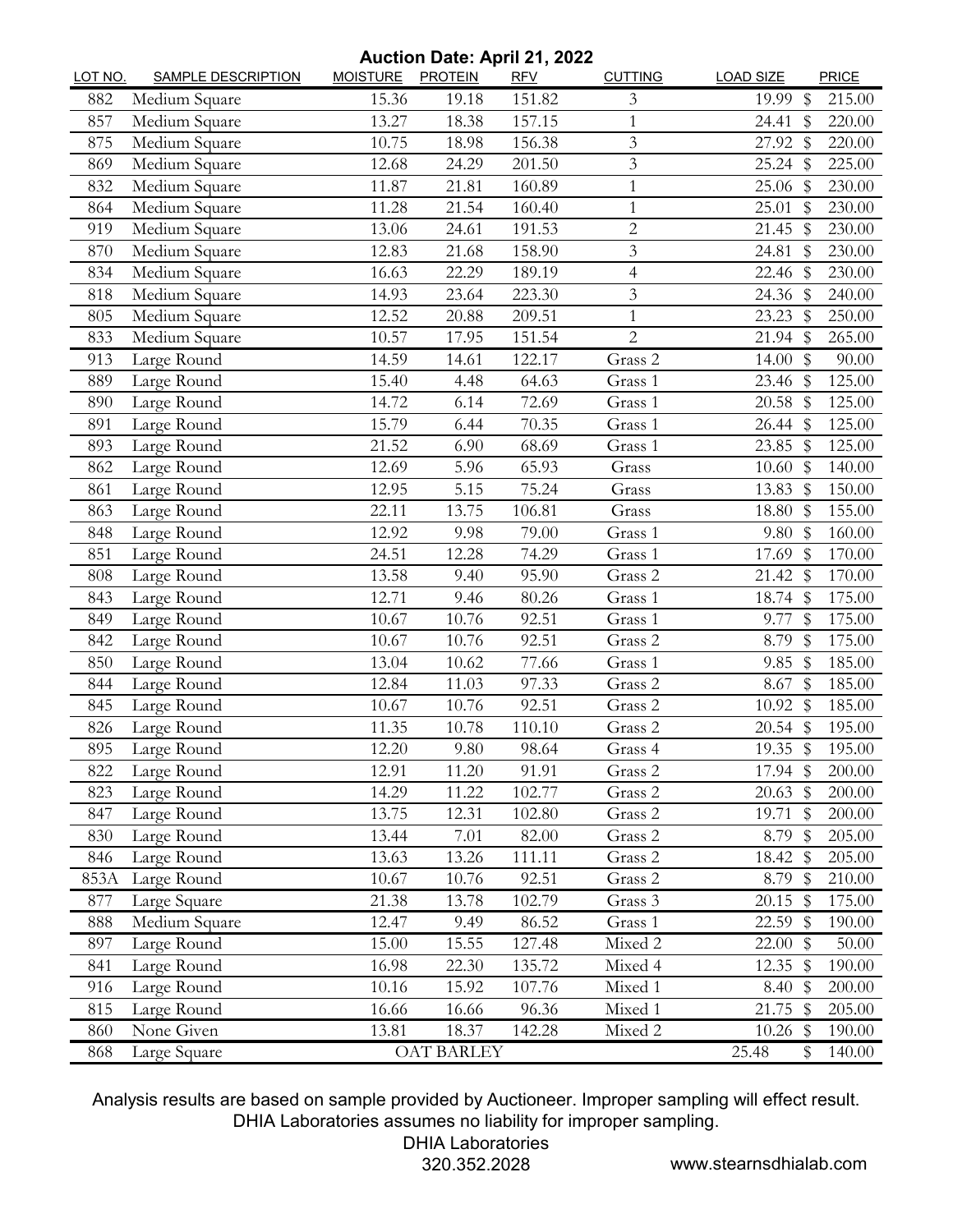**Auction Date: April 21, 2022**

| LOT NO. | SAMPLE DESCRIPTION | MOISTURE | PROTEIN | RFV | CUTTING | LOAD SIZE | PRICE |
|---|---|---|---|---|---|---|---|
| 882 | Medium Square | 15.36 | 19.18 | 151.82 | 3 | 19.99 | $ 215.00 |
| 857 | Medium Square | 13.27 | 18.38 | 157.15 | 1 | 24.41 | $ 220.00 |
| 875 | Medium Square | 10.75 | 18.98 | 156.38 | 3 | 27.92 | $ 220.00 |
| 869 | Medium Square | 12.68 | 24.29 | 201.50 | 3 | 25.24 | $ 225.00 |
| 832 | Medium Square | 11.87 | 21.81 | 160.89 | 1 | 25.06 | $ 230.00 |
| 864 | Medium Square | 11.28 | 21.54 | 160.40 | 1 | 25.01 | $ 230.00 |
| 919 | Medium Square | 13.06 | 24.61 | 191.53 | 2 | 21.45 | $ 230.00 |
| 870 | Medium Square | 12.83 | 21.68 | 158.90 | 3 | 24.81 | $ 230.00 |
| 834 | Medium Square | 16.63 | 22.29 | 189.19 | 4 | 22.46 | $ 230.00 |
| 818 | Medium Square | 14.93 | 23.64 | 223.30 | 3 | 24.36 | $ 240.00 |
| 805 | Medium Square | 12.52 | 20.88 | 209.51 | 1 | 23.23 | $ 250.00 |
| 833 | Medium Square | 10.57 | 17.95 | 151.54 | 2 | 21.94 | $ 265.00 |
| 913 | Large Round | 14.59 | 14.61 | 122.17 | Grass 2 | 14.00 | $ 90.00 |
| 889 | Large Round | 15.40 | 4.48 | 64.63 | Grass 1 | 23.46 | $ 125.00 |
| 890 | Large Round | 14.72 | 6.14 | 72.69 | Grass 1 | 20.58 | $ 125.00 |
| 891 | Large Round | 15.79 | 6.44 | 70.35 | Grass 1 | 26.44 | $ 125.00 |
| 893 | Large Round | 21.52 | 6.90 | 68.69 | Grass 1 | 23.85 | $ 125.00 |
| 862 | Large Round | 12.69 | 5.96 | 65.93 | Grass | 10.60 | $ 140.00 |
| 861 | Large Round | 12.95 | 5.15 | 75.24 | Grass | 13.83 | $ 150.00 |
| 863 | Large Round | 22.11 | 13.75 | 106.81 | Grass | 18.80 | $ 155.00 |
| 848 | Large Round | 12.92 | 9.98 | 79.00 | Grass 1 | 9.80 | $ 160.00 |
| 851 | Large Round | 24.51 | 12.28 | 74.29 | Grass 1 | 17.69 | $ 170.00 |
| 808 | Large Round | 13.58 | 9.40 | 95.90 | Grass 2 | 21.42 | $ 170.00 |
| 843 | Large Round | 12.71 | 9.46 | 80.26 | Grass 1 | 18.74 | $ 175.00 |
| 849 | Large Round | 10.67 | 10.76 | 92.51 | Grass 1 | 9.77 | $ 175.00 |
| 842 | Large Round | 10.67 | 10.76 | 92.51 | Grass 2 | 8.79 | $ 175.00 |
| 850 | Large Round | 13.04 | 10.62 | 77.66 | Grass 1 | 9.85 | $ 185.00 |
| 844 | Large Round | 12.84 | 11.03 | 97.33 | Grass 2 | 8.67 | $ 185.00 |
| 845 | Large Round | 10.67 | 10.76 | 92.51 | Grass 2 | 10.92 | $ 185.00 |
| 826 | Large Round | 11.35 | 10.78 | 110.10 | Grass 2 | 20.54 | $ 195.00 |
| 895 | Large Round | 12.20 | 9.80 | 98.64 | Grass 4 | 19.35 | $ 195.00 |
| 822 | Large Round | 12.91 | 11.20 | 91.91 | Grass 2 | 17.94 | $ 200.00 |
| 823 | Large Round | 14.29 | 11.22 | 102.77 | Grass 2 | 20.63 | $ 200.00 |
| 847 | Large Round | 13.75 | 12.31 | 102.80 | Grass 2 | 19.71 | $ 200.00 |
| 830 | Large Round | 13.44 | 7.01 | 82.00 | Grass 2 | 8.79 | $ 205.00 |
| 846 | Large Round | 13.63 | 13.26 | 111.11 | Grass 2 | 18.42 | $ 205.00 |
| 853A | Large Round | 10.67 | 10.76 | 92.51 | Grass 2 | 8.79 | $ 210.00 |
| 877 | Large Square | 21.38 | 13.78 | 102.79 | Grass 3 | 20.15 | $ 175.00 |
| 888 | Medium Square | 12.47 | 9.49 | 86.52 | Grass 1 | 22.59 | $ 190.00 |
| 897 | Large Round | 15.00 | 15.55 | 127.48 | Mixed 2 | 22.00 | $ 50.00 |
| 841 | Large Round | 16.98 | 22.30 | 135.72 | Mixed 4 | 12.35 | $ 190.00 |
| 916 | Large Round | 10.16 | 15.92 | 107.76 | Mixed 1 | 8.40 | $ 200.00 |
| 815 | Large Round | 16.66 | 16.66 | 96.36 | Mixed 1 | 21.75 | $ 205.00 |
| 860 | None Given | 13.81 | 18.37 | 142.28 | Mixed 2 | 10.26 | $ 190.00 |
| 868 | Large Square | | OAT BARLEY | | | 25.48 | $ 140.00 |

Analysis results are based on sample provided by Auctioneer. Improper sampling will effect result. DHIA Laboratories assumes no liability for improper sampling.

DHIA Laboratories
320.352.2028
www.stearnsdhialab.com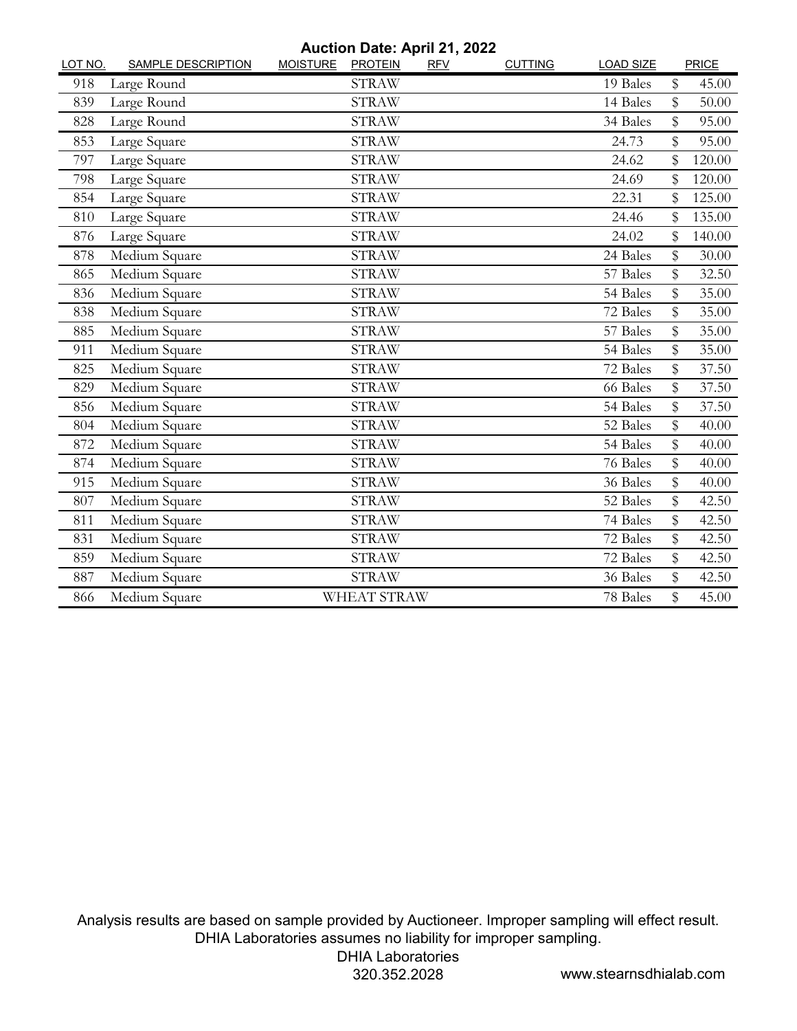## Auction Date: April 21, 2022

| LOT NO. | SAMPLE DESCRIPTION | MOISTURE | PROTEIN | RFV | CUTTING | LOAD SIZE | PRICE |
|---|---|---|---|---|---|---|---|
| 918 | Large Round | | STRAW | | | 19 Bales | $ 45.00 |
| 839 | Large Round | | STRAW | | | 14 Bales | $ 50.00 |
| 828 | Large Round | | STRAW | | | 34 Bales | $ 95.00 |
| 853 | Large Square | | STRAW | | | 24.73 | $ 95.00 |
| 797 | Large Square | | STRAW | | | 24.62 | $ 120.00 |
| 798 | Large Square | | STRAW | | | 24.69 | $ 120.00 |
| 854 | Large Square | | STRAW | | | 22.31 | $ 125.00 |
| 810 | Large Square | | STRAW | | | 24.46 | $ 135.00 |
| 876 | Large Square | | STRAW | | | 24.02 | $ 140.00 |
| 878 | Medium Square | | STRAW | | | 24 Bales | $ 30.00 |
| 865 | Medium Square | | STRAW | | | 57 Bales | $ 32.50 |
| 836 | Medium Square | | STRAW | | | 54 Bales | $ 35.00 |
| 838 | Medium Square | | STRAW | | | 72 Bales | $ 35.00 |
| 885 | Medium Square | | STRAW | | | 57 Bales | $ 35.00 |
| 911 | Medium Square | | STRAW | | | 54 Bales | $ 35.00 |
| 825 | Medium Square | | STRAW | | | 72 Bales | $ 37.50 |
| 829 | Medium Square | | STRAW | | | 66 Bales | $ 37.50 |
| 856 | Medium Square | | STRAW | | | 54 Bales | $ 37.50 |
| 804 | Medium Square | | STRAW | | | 52 Bales | $ 40.00 |
| 872 | Medium Square | | STRAW | | | 54 Bales | $ 40.00 |
| 874 | Medium Square | | STRAW | | | 76 Bales | $ 40.00 |
| 915 | Medium Square | | STRAW | | | 36 Bales | $ 40.00 |
| 807 | Medium Square | | STRAW | | | 52 Bales | $ 42.50 |
| 811 | Medium Square | | STRAW | | | 74 Bales | $ 42.50 |
| 831 | Medium Square | | STRAW | | | 72 Bales | $ 42.50 |
| 859 | Medium Square | | STRAW | | | 72 Bales | $ 42.50 |
| 887 | Medium Square | | STRAW | | | 36 Bales | $ 42.50 |
| 866 | Medium Square | | WHEAT STRAW | | | 78 Bales | $ 45.00 |

Analysis results are based on sample provided by Auctioneer. Improper sampling will effect result.
DHIA Laboratories assumes no liability for improper sampling.

DHIA Laboratories
320.352.2028 www.stearnsdhialab.com